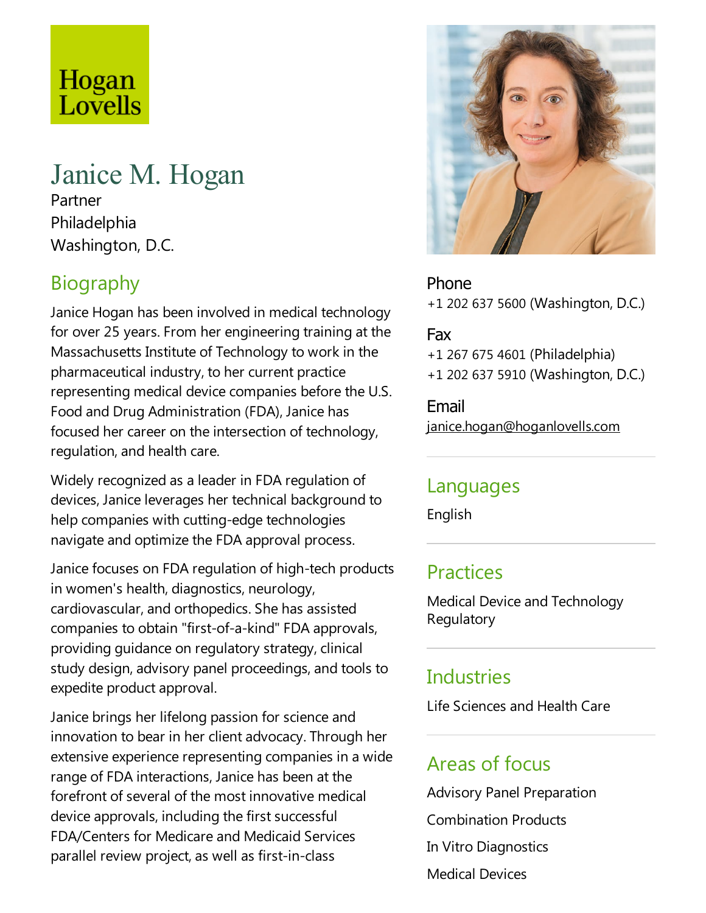Hogan Lovells

# Janice M. Hogan

Partner
Philadelphia
Washington, D.C.

## Biography

Janice Hogan has been involved in medical technology for over 25 years. From her engineering training at the Massachusetts Institute of Technology to work in the pharmaceutical industry, to her current practice representing medical device companies before the U.S. Food and Drug Administration (FDA), Janice has focused her career on the intersection of technology, regulation, and health care.

Widely recognized as a leader in FDA regulation of devices, Janice leverages her technical background to help companies with cutting-edge technologies navigate and optimize the FDA approval process.

Janice focuses on FDA regulation of high-tech products in women's health, diagnostics, neurology, cardiovascular, and orthopedics. She has assisted companies to obtain "first-of-a-kind" FDA approvals, providing guidance on regulatory strategy, clinical study design, advisory panel proceedings, and tools to expedite product approval.

Janice brings her lifelong passion for science and innovation to bear in her client advocacy. Through her extensive experience representing companies in a wide range of FDA interactions, Janice has been at the forefront of several of the most innovative medical device approvals, including the first successful FDA/Centers for Medicare and Medicaid Services parallel review project, as well as first-in-class

**Phone**
+1 202 637 5600 (Washington, D.C.)

**Fax**
+1 267 675 4601 (Philadelphia)
+1 202 637 5910 (Washington, D.C.)

**Email**
janice.hogan@hoganlovells.com

## Languages

English

## Practices

Medical Device and Technology Regulatory

## Industries

Life Sciences and Health Care

## Areas of focus

Advisory Panel Preparation

Combination Products

In Vitro Diagnostics

Medical Devices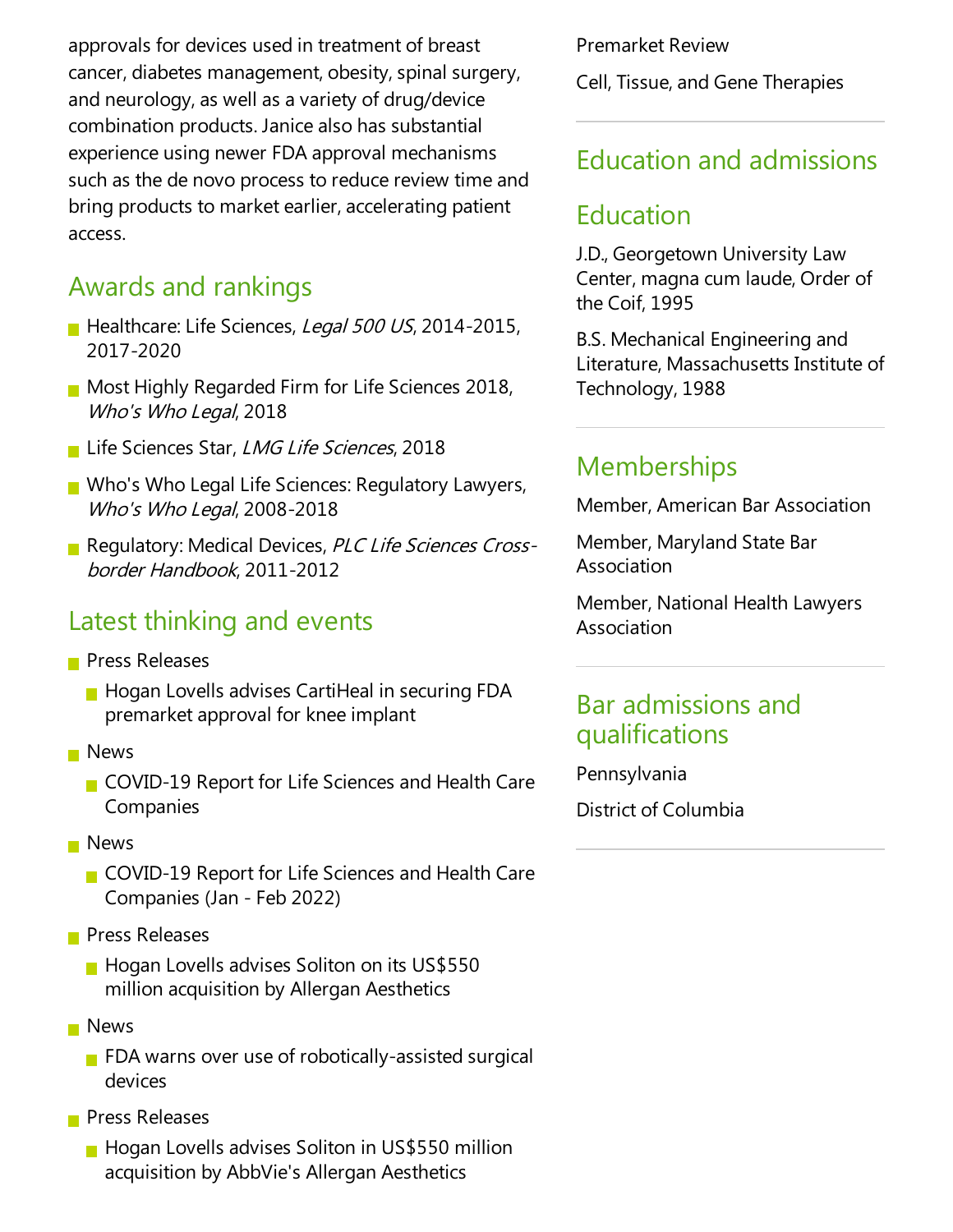approvals for devices used in treatment of breast cancer, diabetes management, obesity, spinal surgery, and neurology, as well as a variety of drug/device combination products. Janice also has substantial experience using newer FDA approval mechanisms such as the de novo process to reduce review time and bring products to market earlier, accelerating patient access.

## Awards and rankings

- Healthcare: Life Sciences, *Legal 500 US*, 2014-2015, 2017-2020
- Most Highly Regarded Firm for Life Sciences 2018, *Who's Who Legal*, 2018
- Life Sciences Star, *LMG Life Sciences*, 2018
- Who's Who Legal Life Sciences: Regulatory Lawyers, *Who's Who Legal*, 2008-2018
- Regulatory: Medical Devices, *PLC Life Sciences Cross-border Handbook*, 2011-2012

## Latest thinking and events

- Press Releases
  - Hogan Lovells advises CartiHeal in securing FDA premarket approval for knee implant
- News
  - COVID-19 Report for Life Sciences and Health Care Companies
- News
  - COVID-19 Report for Life Sciences and Health Care Companies (Jan - Feb 2022)
- Press Releases
  - Hogan Lovells advises Soliton on its US$550 million acquisition by Allergan Aesthetics
- News
  - FDA warns over use of robotically-assisted surgical devices
- Press Releases
  - Hogan Lovells advises Soliton in US$550 million acquisition by AbbVie's Allergan Aesthetics

Premarket Review

Cell, Tissue, and Gene Therapies

## Education and admissions

## Education

J.D., Georgetown University Law Center, magna cum laude, Order of the Coif, 1995

B.S. Mechanical Engineering and Literature, Massachusetts Institute of Technology, 1988

## Memberships

Member, American Bar Association

Member, Maryland State Bar Association

Member, National Health Lawyers Association

## Bar admissions and qualifications

Pennsylvania

District of Columbia